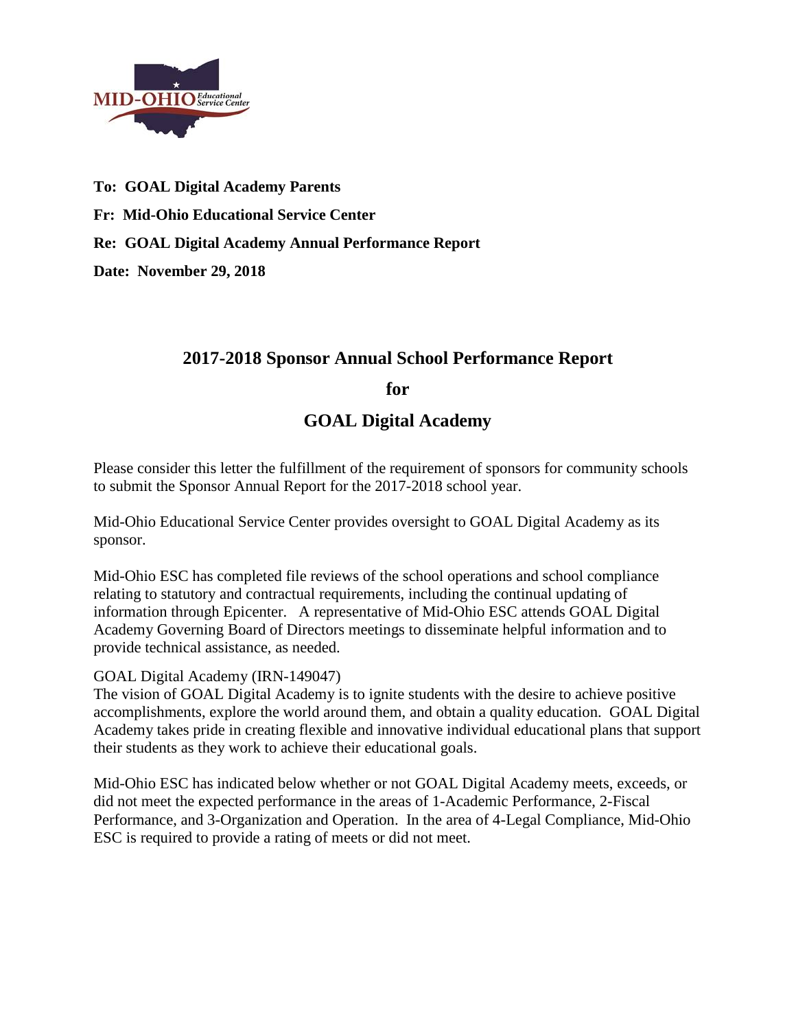**To: GOAL Digital Academy Parents**

**Fr: Mid-Ohio Educational Service Center**

**Re: GOAL Digital Academy Annual Performance Report**

**Date: November 29, 2018**

## 2017-2018 Sponsor Annual School Performance Report

## for

## GOAL Digital Academy

Please consider this letter the fulfillment of the requirement of sponsors for community schools to submit the Sponsor Annual Report for the 2017-2018 school year.

Mid-Ohio Educational Service Center provides oversight to GOAL Digital Academy as its sponsor.

Mid-Ohio ESC has completed file reviews of the school operations and school compliance relating to statutory and contractual requirements, including the continual updating of information through Epicenter. A representative of Mid-Ohio ESC attends GOAL Digital Academy Governing Board of Directors meetings to disseminate helpful information and to provide technical assistance, as needed.

GOAL Digital Academy (IRN-149047)
The vision of GOAL Digital Academy is to ignite students with the desire to achieve positive accomplishments, explore the world around them, and obtain a quality education. GOAL Digital Academy takes pride in creating flexible and innovative individual educational plans that support their students as they work to achieve their educational goals.

Mid-Ohio ESC has indicated below whether or not GOAL Digital Academy meets, exceeds, or did not meet the expected performance in the areas of 1-Academic Performance, 2-Fiscal Performance, and 3-Organization and Operation. In the area of 4-Legal Compliance, Mid-Ohio ESC is required to provide a rating of meets or did not meet.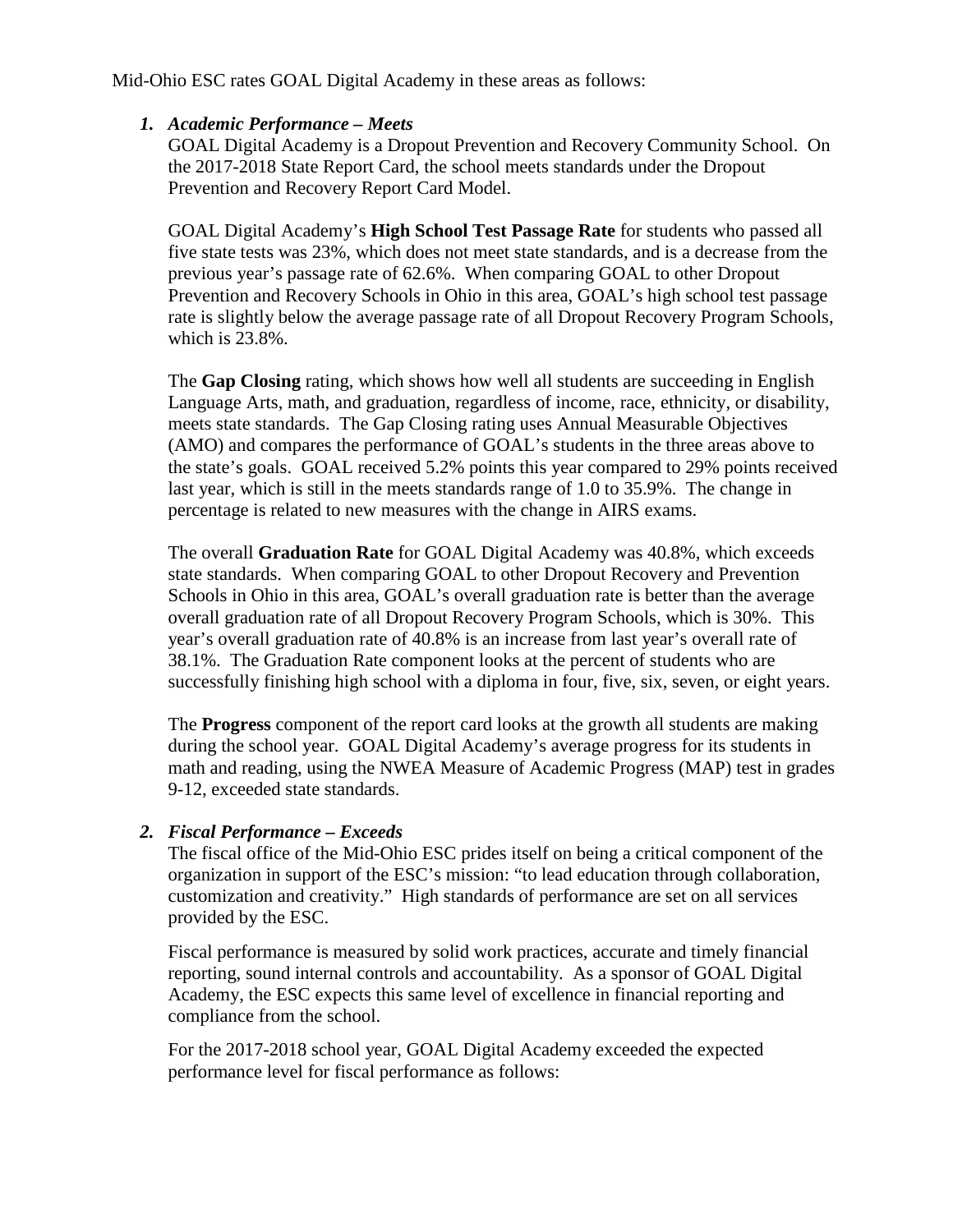Mid-Ohio ESC rates GOAL Digital Academy in these areas as follows:

1. ***Academic Performance – Meets***

   GOAL Digital Academy is a Dropout Prevention and Recovery Community School. On the 2017-2018 State Report Card, the school meets standards under the Dropout Prevention and Recovery Report Card Model.

   GOAL Digital Academy's **High School Test Passage Rate** for students who passed all five state tests was 23%, which does not meet state standards, and is a decrease from the previous year's passage rate of 62.6%. When comparing GOAL to other Dropout Prevention and Recovery Schools in Ohio in this area, GOAL's high school test passage rate is slightly below the average passage rate of all Dropout Recovery Program Schools, which is 23.8%.

   The **Gap Closing** rating, which shows how well all students are succeeding in English Language Arts, math, and graduation, regardless of income, race, ethnicity, or disability, meets state standards. The Gap Closing rating uses Annual Measurable Objectives (AMO) and compares the performance of GOAL's students in the three areas above to the state's goals. GOAL received 5.2% points this year compared to 29% points received last year, which is still in the meets standards range of 1.0 to 35.9%. The change in percentage is related to new measures with the change in AIRS exams.

   The overall **Graduation Rate** for GOAL Digital Academy was 40.8%, which exceeds state standards. When comparing GOAL to other Dropout Recovery and Prevention Schools in Ohio in this area, GOAL's overall graduation rate is better than the average overall graduation rate of all Dropout Recovery Program Schools, which is 30%. This year's overall graduation rate of 40.8% is an increase from last year's overall rate of 38.1%. The Graduation Rate component looks at the percent of students who are successfully finishing high school with a diploma in four, five, six, seven, or eight years.

   The **Progress** component of the report card looks at the growth all students are making during the school year. GOAL Digital Academy's average progress for its students in math and reading, using the NWEA Measure of Academic Progress (MAP) test in grades 9-12, exceeded state standards.

2. ***Fiscal Performance – Exceeds***

   The fiscal office of the Mid-Ohio ESC prides itself on being a critical component of the organization in support of the ESC's mission: "to lead education through collaboration, customization and creativity." High standards of performance are set on all services provided by the ESC.

   Fiscal performance is measured by solid work practices, accurate and timely financial reporting, sound internal controls and accountability. As a sponsor of GOAL Digital Academy, the ESC expects this same level of excellence in financial reporting and compliance from the school.

   For the 2017-2018 school year, GOAL Digital Academy exceeded the expected performance level for fiscal performance as follows: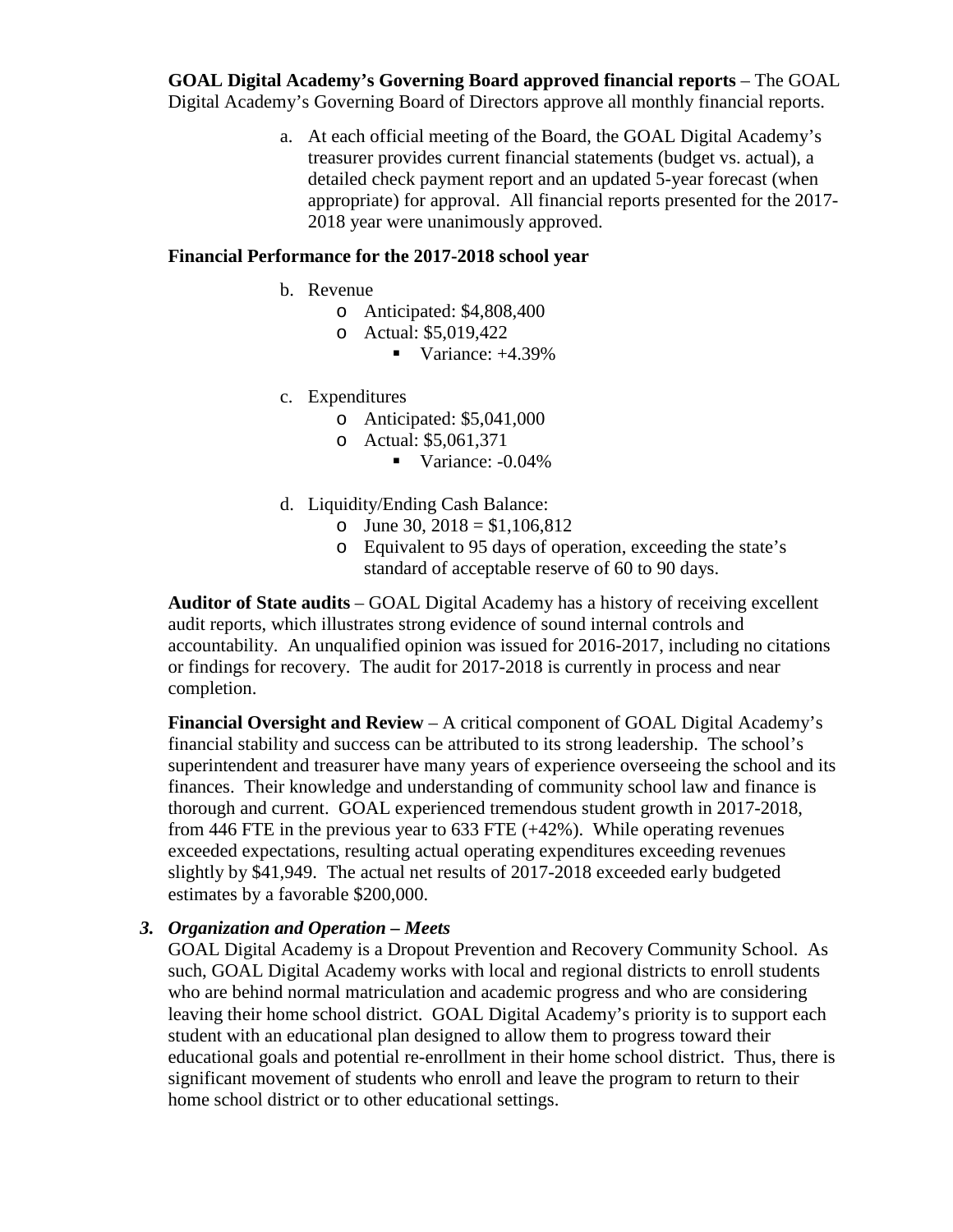**GOAL Digital Academy's Governing Board approved financial reports** – The GOAL Digital Academy's Governing Board of Directors approve all monthly financial reports.

a. At each official meeting of the Board, the GOAL Digital Academy's treasurer provides current financial statements (budget vs. actual), a detailed check payment report and an updated 5-year forecast (when appropriate) for approval. All financial reports presented for the 2017-2018 year were unanimously approved.

**Financial Performance for the 2017-2018 school year**

b. Revenue
   - Anticipated: $4,808,400
   - Actual: $5,019,422
     - Variance: +4.39%

c. Expenditures
   - Anticipated: $5,041,000
   - Actual: $5,061,371
     - Variance: -0.04%

d. Liquidity/Ending Cash Balance:
   - June 30, 2018 = $1,106,812
   - Equivalent to 95 days of operation, exceeding the state's standard of acceptable reserve of 60 to 90 days.

**Auditor of State audits** – GOAL Digital Academy has a history of receiving excellent audit reports, which illustrates strong evidence of sound internal controls and accountability. An unqualified opinion was issued for 2016-2017, including no citations or findings for recovery. The audit for 2017-2018 is currently in process and near completion.

**Financial Oversight and Review** – A critical component of GOAL Digital Academy's financial stability and success can be attributed to its strong leadership. The school's superintendent and treasurer have many years of experience overseeing the school and its finances. Their knowledge and understanding of community school law and finance is thorough and current. GOAL experienced tremendous student growth in 2017-2018, from 446 FTE in the previous year to 633 FTE (+42%). While operating revenues exceeded expectations, resulting actual operating expenditures exceeding revenues slightly by $41,949. The actual net results of 2017-2018 exceeded early budgeted estimates by a favorable $200,000.

***3. Organization and Operation – Meets***

GOAL Digital Academy is a Dropout Prevention and Recovery Community School. As such, GOAL Digital Academy works with local and regional districts to enroll students who are behind normal matriculation and academic progress and who are considering leaving their home school district. GOAL Digital Academy's priority is to support each student with an educational plan designed to allow them to progress toward their educational goals and potential re-enrollment in their home school district. Thus, there is significant movement of students who enroll and leave the program to return to their home school district or to other educational settings.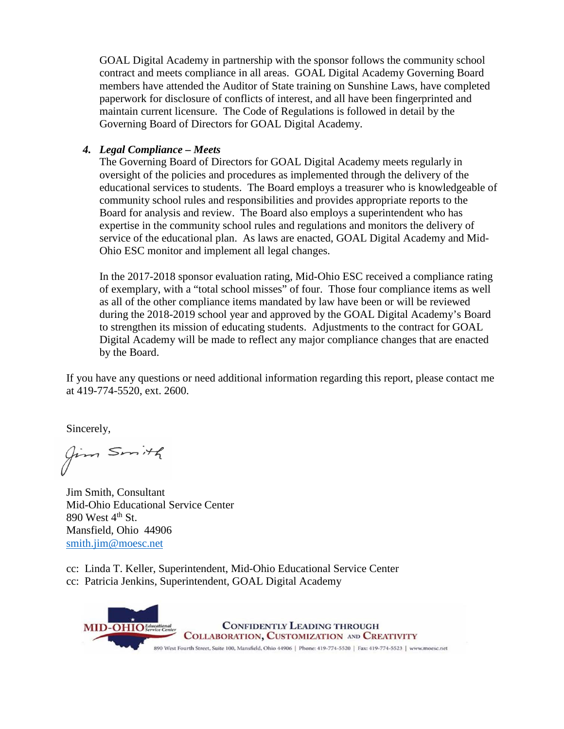GOAL Digital Academy in partnership with the sponsor follows the community school contract and meets compliance in all areas. GOAL Digital Academy Governing Board members have attended the Auditor of State training on Sunshine Laws, have completed paperwork for disclosure of conflicts of interest, and all have been fingerprinted and maintain current licensure. The Code of Regulations is followed in detail by the Governing Board of Directors for GOAL Digital Academy.

4. ***Legal Compliance – Meets***
   The Governing Board of Directors for GOAL Digital Academy meets regularly in oversight of the policies and procedures as implemented through the delivery of the educational services to students. The Board employs a treasurer who is knowledgeable of community school rules and responsibilities and provides appropriate reports to the Board for analysis and review. The Board also employs a superintendent who has expertise in the community school rules and regulations and monitors the delivery of service of the educational plan. As laws are enacted, GOAL Digital Academy and Mid-Ohio ESC monitor and implement all legal changes.

   In the 2017-2018 sponsor evaluation rating, Mid-Ohio ESC received a compliance rating of exemplary, with a "total school misses" of four. Those four compliance items as well as all of the other compliance items mandated by law have been or will be reviewed during the 2018-2019 school year and approved by the GOAL Digital Academy's Board to strengthen its mission of educating students. Adjustments to the contract for GOAL Digital Academy will be made to reflect any major compliance changes that are enacted by the Board.

If you have any questions or need additional information regarding this report, please contact me at 419-774-5520, ext. 2600.

Sincerely,

Jim Smith

Jim Smith, Consultant
Mid-Ohio Educational Service Center
890 West 4th St.
Mansfield, Ohio 44906
smith.jim@moesc.net

cc: Linda T. Keller, Superintendent, Mid-Ohio Educational Service Center
cc: Patricia Jenkins, Superintendent, GOAL Digital Academy

MID-OHIO Educational Service Center — CONFIDENTLY LEADING THROUGH COLLABORATION, CUSTOMIZATION AND CREATIVITY
890 West Fourth Street, Suite 100, Mansfield, Ohio 44906 | Phone: 419-774-5520 | Fax: 419-774-5523 | www.moesc.net